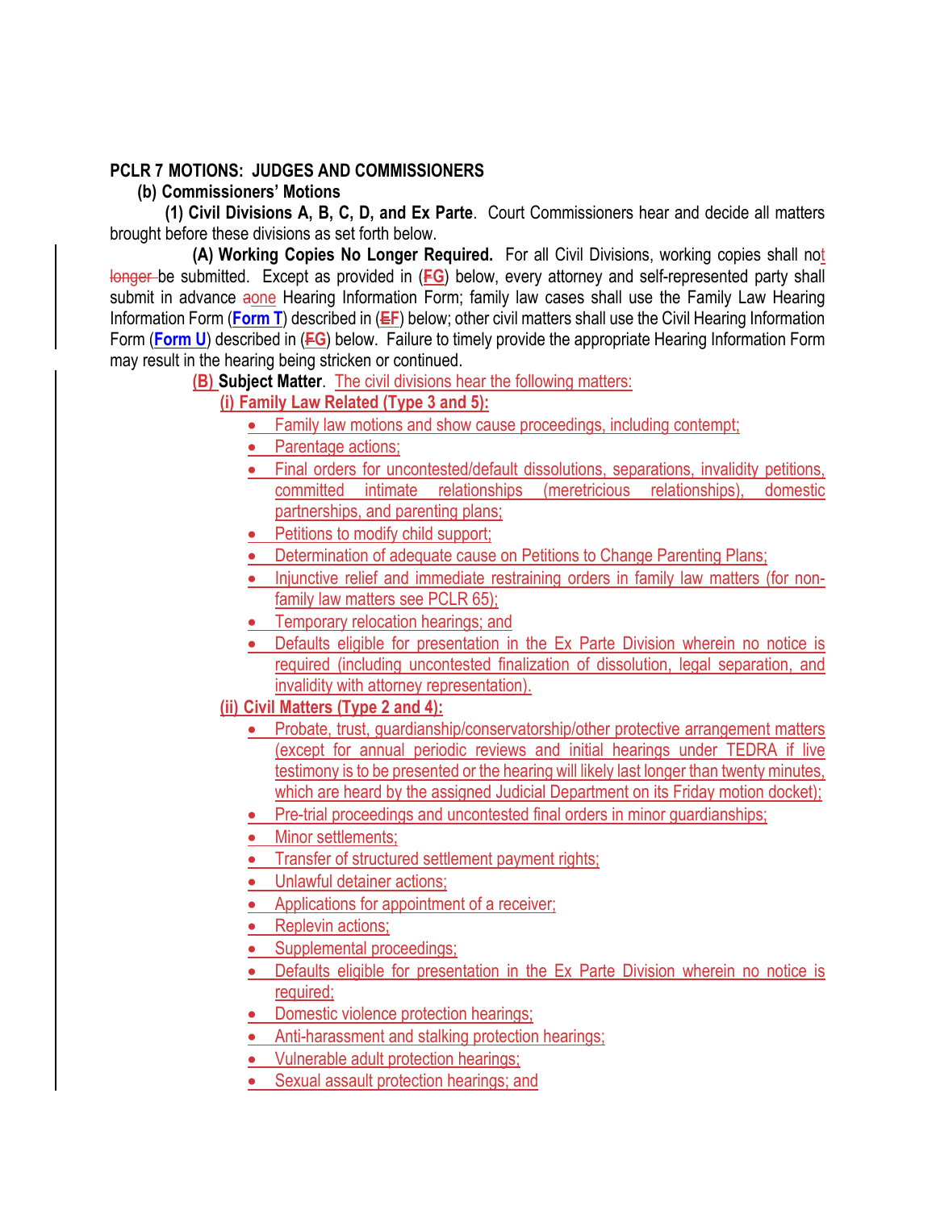**PCLR 7 MOTIONS: JUDGES AND COMMISSIONERS**

**(b) Commissioners' Motions**

**(1) Civil Divisions A, B, C, D, and Ex Parte**. Court Commissioners hear and decide all matters brought before these divisions as set forth below.

**(A) Working Copies No Longer Required.** For all Civil Divisions, working copies shall not ~~longer~~ be submitted. Except as provided in (~~F~~G) below, every attorney and self-represented party shall submit in advance ~~a~~one Hearing Information Form; family law cases shall use the Family Law Hearing Information Form (**Form T**) described in (~~E~~F) below; other civil matters shall use the Civil Hearing Information Form (**Form U**) described in (~~F~~G) below. Failure to timely provide the appropriate Hearing Information Form may result in the hearing being stricken or continued.

(B) **Subject Matter**. The civil divisions hear the following matters:

**(i) Family Law Related (Type 3 and 5):**

- Family law motions and show cause proceedings, including contempt;
- Parentage actions;
- Final orders for uncontested/default dissolutions, separations, invalidity petitions, committed intimate relationships (meretricious relationships), domestic partnerships, and parenting plans;
- Petitions to modify child support;
- Determination of adequate cause on Petitions to Change Parenting Plans;
- Injunctive relief and immediate restraining orders in family law matters (for non-family law matters see PCLR 65);
- Temporary relocation hearings; and
- Defaults eligible for presentation in the Ex Parte Division wherein no notice is required (including uncontested finalization of dissolution, legal separation, and invalidity with attorney representation).

**(ii) Civil Matters (Type 2 and 4):**

- Probate, trust, guardianship/conservatorship/other protective arrangement matters (except for annual periodic reviews and initial hearings under TEDRA if live testimony is to be presented or the hearing will likely last longer than twenty minutes, which are heard by the assigned Judicial Department on its Friday motion docket);
- Pre-trial proceedings and uncontested final orders in minor guardianships;
- Minor settlements;
- Transfer of structured settlement payment rights;
- Unlawful detainer actions;
- Applications for appointment of a receiver;
- Replevin actions;
- Supplemental proceedings;
- Defaults eligible for presentation in the Ex Parte Division wherein no notice is required;
- Domestic violence protection hearings;
- Anti-harassment and stalking protection hearings;
- Vulnerable adult protection hearings;
- Sexual assault protection hearings; and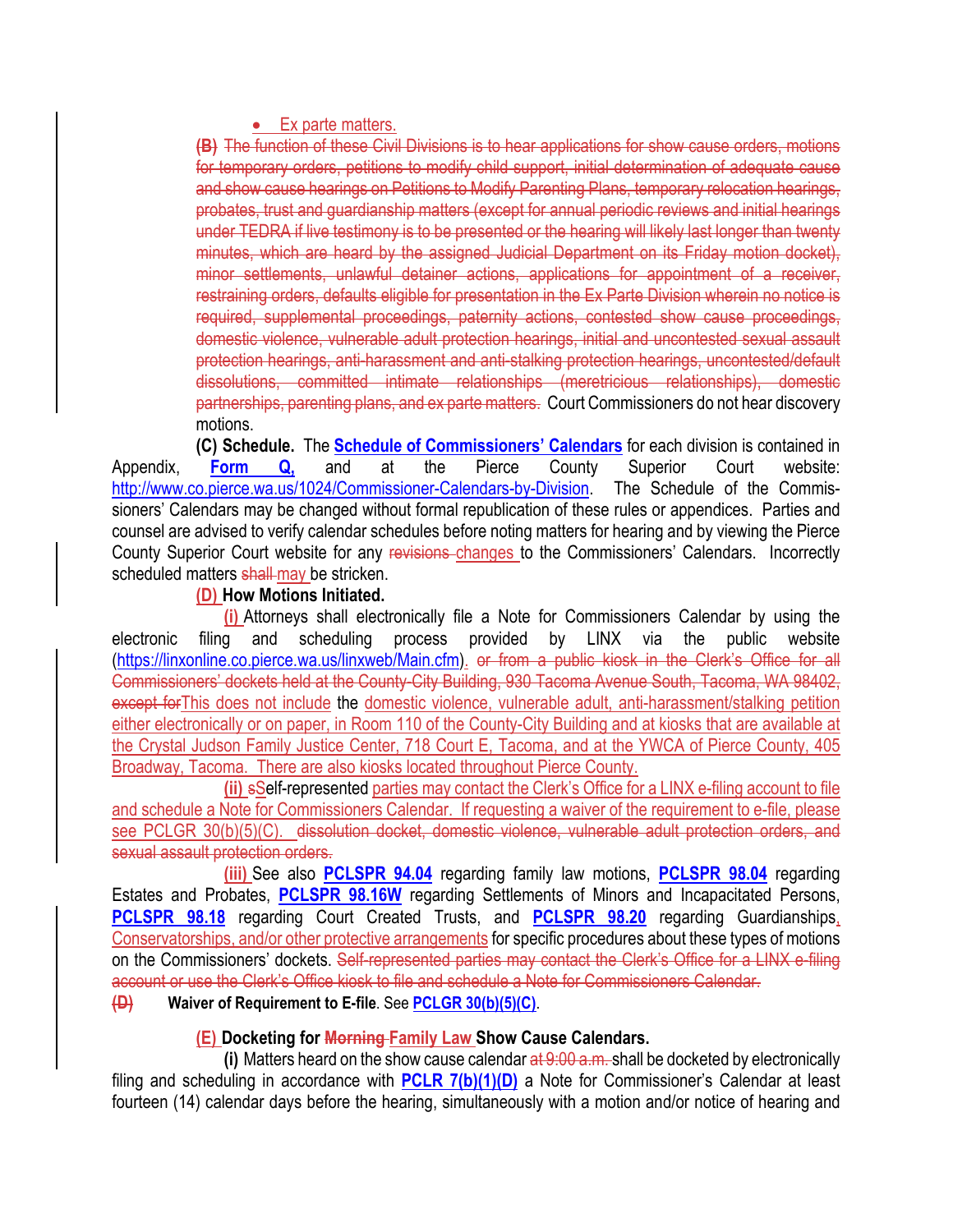- Ex parte matters.

(B) The function of these Civil Divisions is to hear applications for show cause orders, motions for temporary orders, petitions to modify child support, initial determination of adequate cause and show cause hearings on Petitions to Modify Parenting Plans, temporary relocation hearings, probates, trust and guardianship matters (except for annual periodic reviews and initial hearings under TEDRA if live testimony is to be presented or the hearing will likely last longer than twenty minutes, which are heard by the assigned Judicial Department on its Friday motion docket), minor settlements, unlawful detainer actions, applications for appointment of a receiver, restraining orders, defaults eligible for presentation in the Ex Parte Division wherein no notice is required, supplemental proceedings, paternity actions, contested show cause proceedings, domestic violence, vulnerable adult protection hearings, initial and uncontested sexual assault protection hearings, anti-harassment and anti-stalking protection hearings, uncontested/default dissolutions, committed intimate relationships (meretricious relationships), domestic partnerships, parenting plans, and ex parte matters. Court Commissioners do not hear discovery motions.

**(C) Schedule.** The **Schedule of Commissioners' Calendars** for each division is contained in Appendix, **Form Q,** and at the Pierce County Superior Court website: http://www.co.pierce.wa.us/1024/Commissioner-Calendars-by-Division. The Schedule of the Commissioners' Calendars may be changed without formal republication of these rules or appendices. Parties and counsel are advised to verify calendar schedules before noting matters for hearing and by viewing the Pierce County Superior Court website for any revisions changes to the Commissioners' Calendars. Incorrectly scheduled matters shall may be stricken.

**(D) How Motions Initiated.**

**(i)** Attorneys shall electronically file a Note for Commissioners Calendar by using the electronic filing and scheduling process provided by LINX via the public website (https://linxonline.co.pierce.wa.us/linxweb/Main.cfm). or from a public kiosk in the Clerk's Office for all Commissioners' dockets held at the County-City Building, 930 Tacoma Avenue South, Tacoma, WA 98402, except forThis does not include the domestic violence, vulnerable adult, anti-harassment/stalking petition either electronically or on paper, in Room 110 of the County-City Building and at kiosks that are available at the Crystal Judson Family Justice Center, 718 Court E, Tacoma, and at the YWCA of Pierce County, 405 Broadway, Tacoma. There are also kiosks located throughout Pierce County.

**(ii)** sSelf-represented parties may contact the Clerk's Office for a LINX e-filing account to file and schedule a Note for Commissioners Calendar. If requesting a waiver of the requirement to e-file, please see PCLGR 30(b)(5)(C). dissolution docket, domestic violence, vulnerable adult protection orders, and sexual assault protection orders.

**(iii)** See also **PCLSPR 94.04** regarding family law motions, **PCLSPR 98.04** regarding Estates and Probates, **PCLSPR 98.16W** regarding Settlements of Minors and Incapacitated Persons, **PCLSPR 98.18** regarding Court Created Trusts, and **PCLSPR 98.20** regarding Guardianships, Conservatorships, and/or other protective arrangements for specific procedures about these types of motions on the Commissioners' dockets. Self-represented parties may contact the Clerk's Office for a LINX e-filing account or use the Clerk's Office kiosk to file and schedule a Note for Commissioners Calendar.

**(D) Waiver of Requirement to E-file**. See **PCLGR 30(b)(5)(C)**.

**(E) Docketing for Morning Family Law Show Cause Calendars.**

**(i)** Matters heard on the show cause calendar at 9:00 a.m. shall be docketed by electronically filing and scheduling in accordance with **PCLR 7(b)(1)(D)** a Note for Commissioner's Calendar at least fourteen (14) calendar days before the hearing, simultaneously with a motion and/or notice of hearing and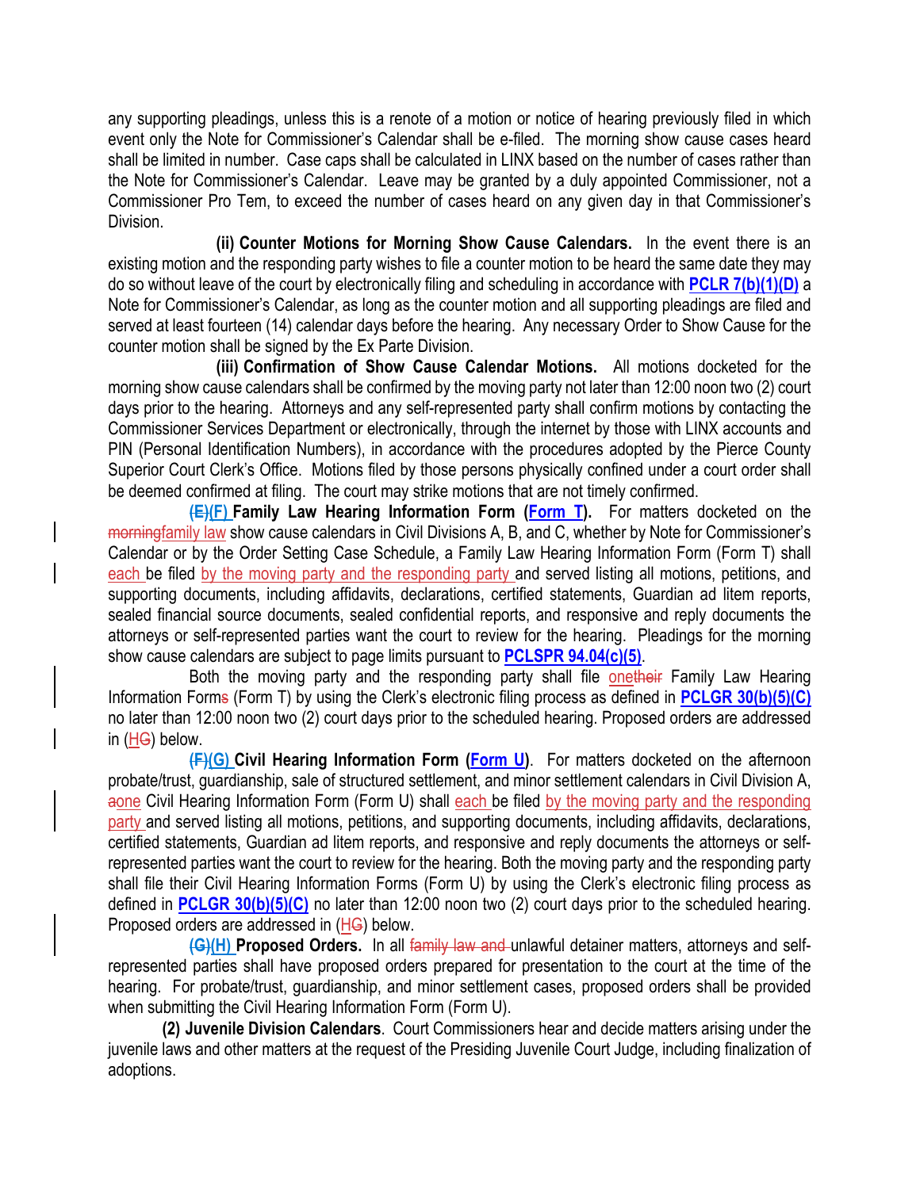any supporting pleadings, unless this is a renote of a motion or notice of hearing previously filed in which event only the Note for Commissioner's Calendar shall be e-filed. The morning show cause cases heard shall be limited in number. Case caps shall be calculated in LINX based on the number of cases rather than the Note for Commissioner's Calendar. Leave may be granted by a duly appointed Commissioner, not a Commissioner Pro Tem, to exceed the number of cases heard on any given day in that Commissioner's Division.

**(ii) Counter Motions for Morning Show Cause Calendars.** In the event there is an existing motion and the responding party wishes to file a counter motion to be heard the same date they may do so without leave of the court by electronically filing and scheduling in accordance with **PCLR 7(b)(1)(D)** a Note for Commissioner's Calendar, as long as the counter motion and all supporting pleadings are filed and served at least fourteen (14) calendar days before the hearing. Any necessary Order to Show Cause for the counter motion shall be signed by the Ex Parte Division.

**(iii) Confirmation of Show Cause Calendar Motions.** All motions docketed for the morning show cause calendars shall be confirmed by the moving party not later than 12:00 noon two (2) court days prior to the hearing. Attorneys and any self-represented party shall confirm motions by contacting the Commissioner Services Department or electronically, through the internet by those with LINX accounts and PIN (Personal Identification Numbers), in accordance with the procedures adopted by the Pierce County Superior Court Clerk's Office. Motions filed by those persons physically confined under a court order shall be deemed confirmed at filing. The court may strike motions that are not timely confirmed.

~~(E)~~(F) **Family Law Hearing Information Form (Form T).** For matters docketed on the ~~morning~~family law show cause calendars in Civil Divisions A, B, and C, whether by Note for Commissioner's Calendar or by the Order Setting Case Schedule, a Family Law Hearing Information Form (Form T) shall each be filed by the moving party and the responding party and served listing all motions, petitions, and supporting documents, including affidavits, declarations, certified statements, Guardian ad litem reports, sealed financial source documents, sealed confidential reports, and responsive and reply documents the attorneys or self-represented parties want the court to review for the hearing. Pleadings for the morning show cause calendars are subject to page limits pursuant to **PCLSPR 94.04(c)(5)**.

Both the moving party and the responding party shall file one~~their~~ Family Law Hearing Information Form~~s~~ (Form T) by using the Clerk's electronic filing process as defined in **PCLGR 30(b)(5)(C)** no later than 12:00 noon two (2) court days prior to the scheduled hearing. Proposed orders are addressed in (H~~G~~) below.

~~(F)~~(G) **Civil Hearing Information Form (Form U).** For matters docketed on the afternoon probate/trust, guardianship, sale of structured settlement, and minor settlement calendars in Civil Division A, ~~a~~one Civil Hearing Information Form (Form U) shall each be filed by the moving party and the responding party and served listing all motions, petitions, and supporting documents, including affidavits, declarations, certified statements, Guardian ad litem reports, and responsive and reply documents the attorneys or self-represented parties want the court to review for the hearing. Both the moving party and the responding party shall file their Civil Hearing Information Forms (Form U) by using the Clerk's electronic filing process as defined in **PCLGR 30(b)(5)(C)** no later than 12:00 noon two (2) court days prior to the scheduled hearing. Proposed orders are addressed in (H~~G~~) below.

~~(G)~~(H) **Proposed Orders.** In all ~~family law and~~ unlawful detainer matters, attorneys and self-represented parties shall have proposed orders prepared for presentation to the court at the time of the hearing. For probate/trust, guardianship, and minor settlement cases, proposed orders shall be provided when submitting the Civil Hearing Information Form (Form U).

**(2) Juvenile Division Calendars**. Court Commissioners hear and decide matters arising under the juvenile laws and other matters at the request of the Presiding Juvenile Court Judge, including finalization of adoptions.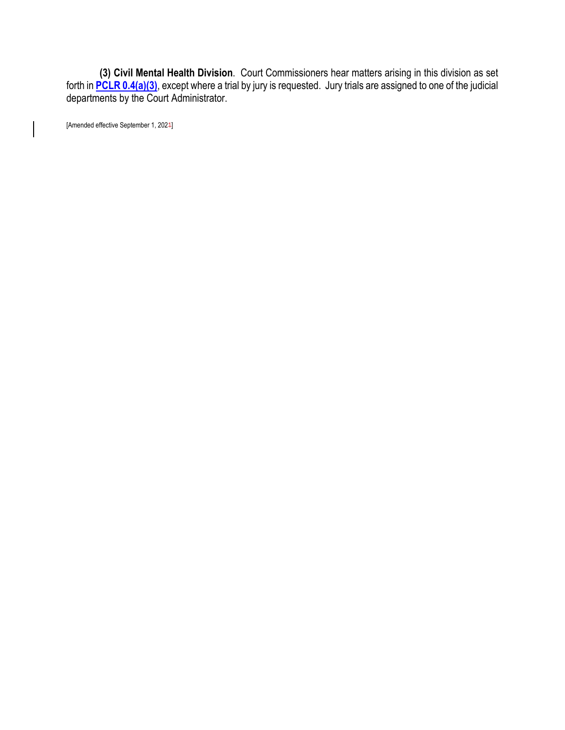**(3) Civil Mental Health Division**. Court Commissioners hear matters arising in this division as set forth in **PCLR 0.4(a)(3)**, except where a trial by jury is requested. Jury trials are assigned to one of the judicial departments by the Court Administrator.

[Amended effective September 1, 2021]